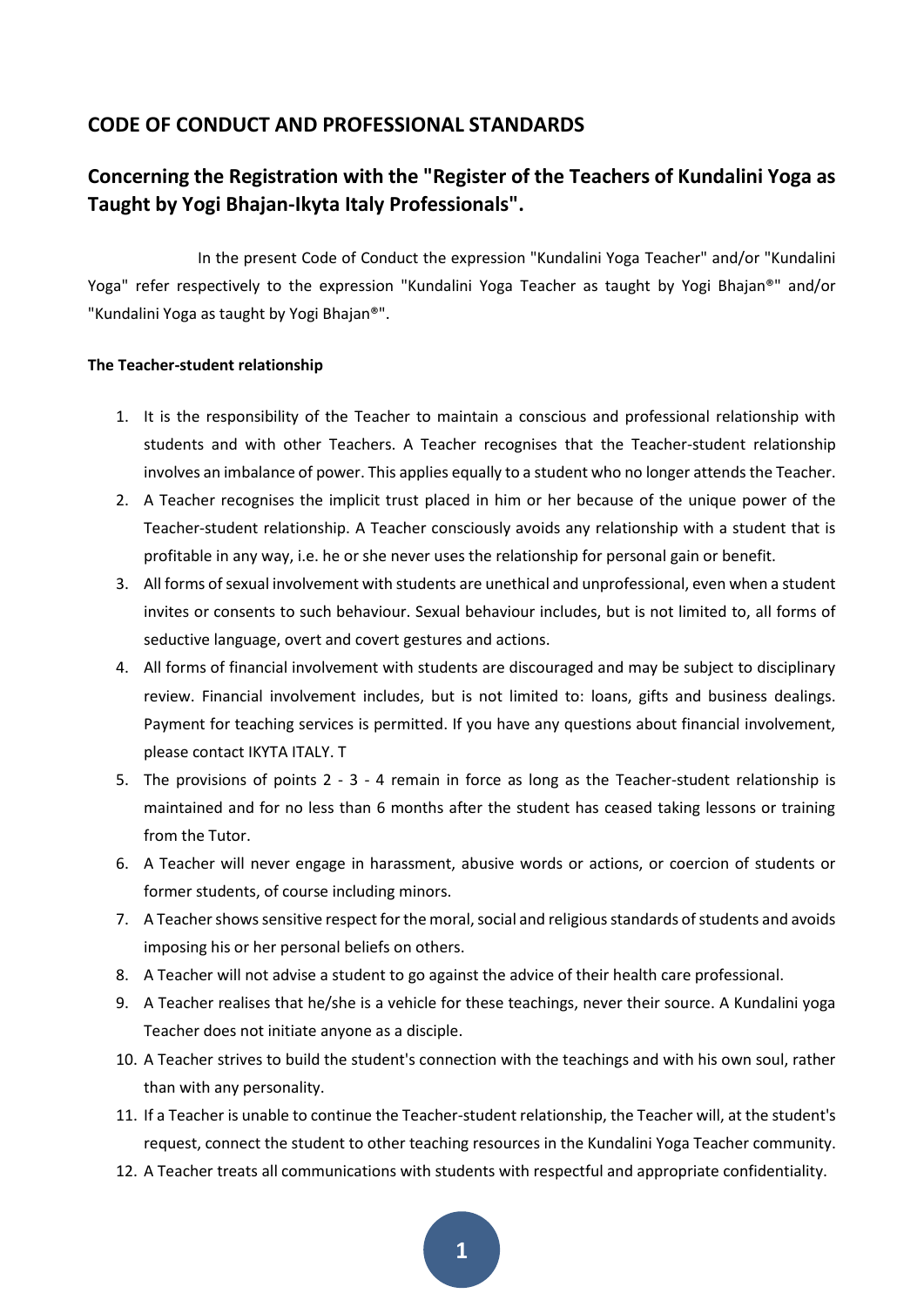## CODE OF CONDUCT AND PROFESSIONAL STANDARDS

## Concerning the Registration with the "Register of the Teachers of Kundalini Yoga as Taught by Yogi Bhajan-Ikyta Italy Professionals".

In the present Code of Conduct the expression "Kundalini Yoga Teacher" and/or "Kundalini Yoga" refer respectively to the expression "Kundalini Yoga Teacher as taught by Yogi Bhajan®" and/or "Kundalini Yoga as taught by Yogi Bhajan®".

**The Teacher-student relationship**

1. It is the responsibility of the Teacher to maintain a conscious and professional relationship with students and with other Teachers. A Teacher recognises that the Teacher-student relationship involves an imbalance of power. This applies equally to a student who no longer attends the Teacher.
2. A Teacher recognises the implicit trust placed in him or her because of the unique power of the Teacher-student relationship. A Teacher consciously avoids any relationship with a student that is profitable in any way, i.e. he or she never uses the relationship for personal gain or benefit.
3. All forms of sexual involvement with students are unethical and unprofessional, even when a student invites or consents to such behaviour. Sexual behaviour includes, but is not limited to, all forms of seductive language, overt and covert gestures and actions.
4. All forms of financial involvement with students are discouraged and may be subject to disciplinary review. Financial involvement includes, but is not limited to: loans, gifts and business dealings. Payment for teaching services is permitted. If you have any questions about financial involvement, please contact IKYTA ITALY. T
5. The provisions of points 2 - 3 - 4 remain in force as long as the Teacher-student relationship is maintained and for no less than 6 months after the student has ceased taking lessons or training from the Tutor.
6. A Teacher will never engage in harassment, abusive words or actions, or coercion of students or former students, of course including minors.
7. A Teacher shows sensitive respect for the moral, social and religious standards of students and avoids imposing his or her personal beliefs on others.
8. A Teacher will not advise a student to go against the advice of their health care professional.
9. A Teacher realises that he/she is a vehicle for these teachings, never their source. A Kundalini yoga Teacher does not initiate anyone as a disciple.
10. A Teacher strives to build the student's connection with the teachings and with his own soul, rather than with any personality.
11. If a Teacher is unable to continue the Teacher-student relationship, the Teacher will, at the student's request, connect the student to other teaching resources in the Kundalini Yoga Teacher community.
12. A Teacher treats all communications with students with respectful and appropriate confidentiality.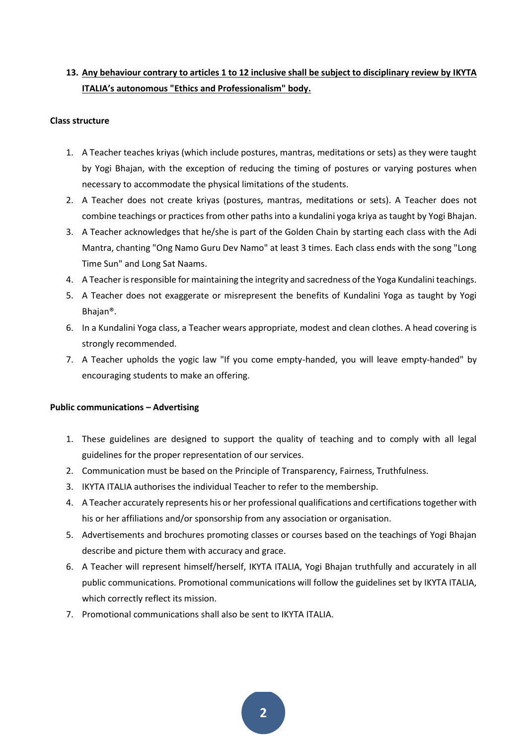13. **<u>Any behaviour contrary to articles 1 to 12 inclusive shall be subject to disciplinary review by IKYTA ITALIA's autonomous "Ethics and Professionalism" body.</u>**

**Class structure**

1. A Teacher teaches kriyas (which include postures, mantras, meditations or sets) as they were taught by Yogi Bhajan, with the exception of reducing the timing of postures or varying postures when necessary to accommodate the physical limitations of the students.
2. A Teacher does not create kriyas (postures, mantras, meditations or sets). A Teacher does not combine teachings or practices from other paths into a kundalini yoga kriya as taught by Yogi Bhajan.
3. A Teacher acknowledges that he/she is part of the Golden Chain by starting each class with the Adi Mantra, chanting "Ong Namo Guru Dev Namo" at least 3 times. Each class ends with the song "Long Time Sun" and Long Sat Naams.
4. A Teacher is responsible for maintaining the integrity and sacredness of the Yoga Kundalini teachings.
5. A Teacher does not exaggerate or misrepresent the benefits of Kundalini Yoga as taught by Yogi Bhajan®.
6. In a Kundalini Yoga class, a Teacher wears appropriate, modest and clean clothes. A head covering is strongly recommended.
7. A Teacher upholds the yogic law "If you come empty-handed, you will leave empty-handed" by encouraging students to make an offering.

**Public communications – Advertising**

1. These guidelines are designed to support the quality of teaching and to comply with all legal guidelines for the proper representation of our services.
2. Communication must be based on the Principle of Transparency, Fairness, Truthfulness.
3. IKYTA ITALIA authorises the individual Teacher to refer to the membership.
4. A Teacher accurately represents his or her professional qualifications and certifications together with his or her affiliations and/or sponsorship from any association or organisation.
5. Advertisements and brochures promoting classes or courses based on the teachings of Yogi Bhajan describe and picture them with accuracy and grace.
6. A Teacher will represent himself/herself, IKYTA ITALIA, Yogi Bhajan truthfully and accurately in all public communications. Promotional communications will follow the guidelines set by IKYTA ITALIA, which correctly reflect its mission.
7. Promotional communications shall also be sent to IKYTA ITALIA.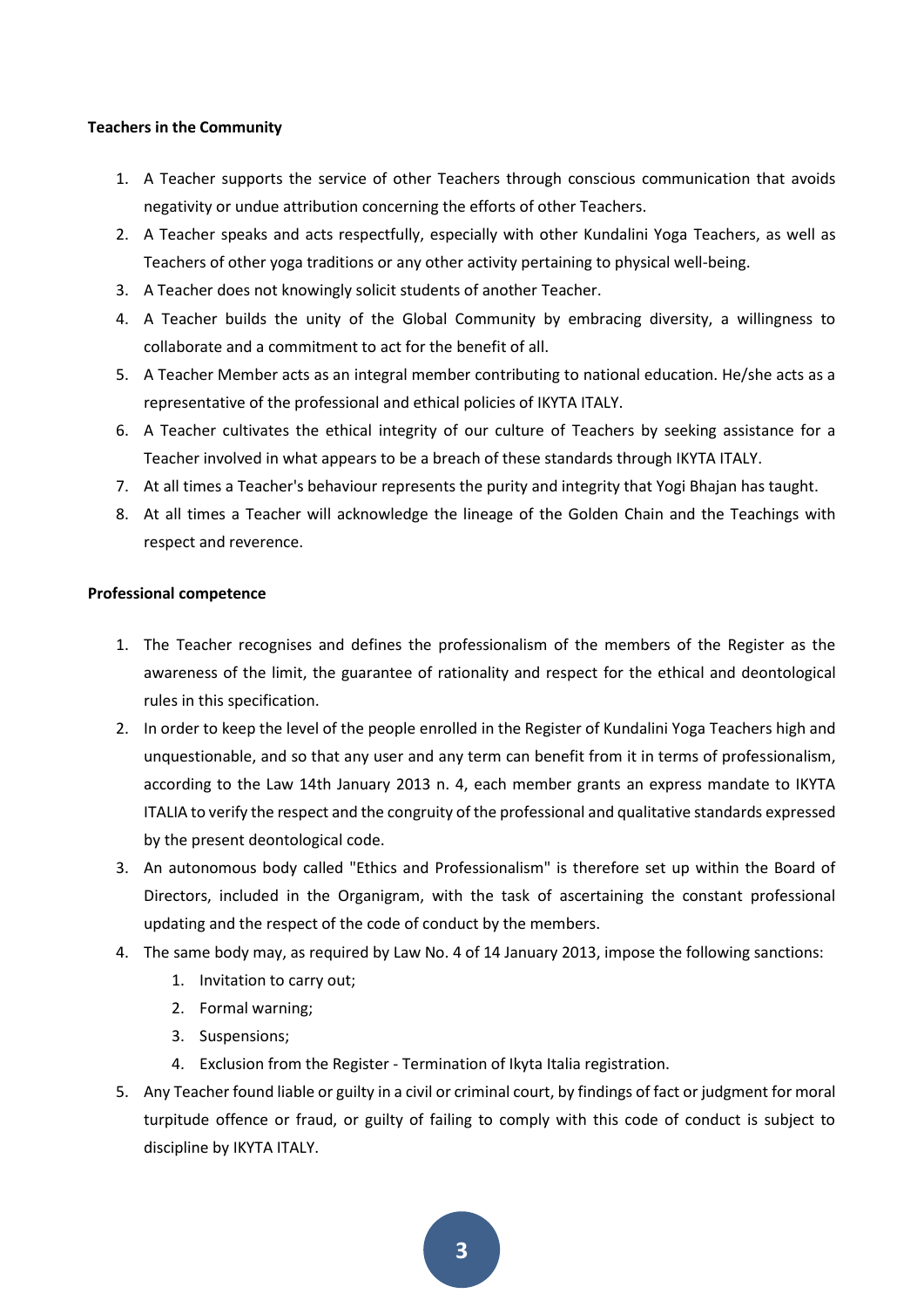**Teachers in the Community**

1. A Teacher supports the service of other Teachers through conscious communication that avoids negativity or undue attribution concerning the efforts of other Teachers.
2. A Teacher speaks and acts respectfully, especially with other Kundalini Yoga Teachers, as well as Teachers of other yoga traditions or any other activity pertaining to physical well-being.
3. A Teacher does not knowingly solicit students of another Teacher.
4. A Teacher builds the unity of the Global Community by embracing diversity, a willingness to collaborate and a commitment to act for the benefit of all.
5. A Teacher Member acts as an integral member contributing to national education. He/she acts as a representative of the professional and ethical policies of IKYTA ITALY.
6. A Teacher cultivates the ethical integrity of our culture of Teachers by seeking assistance for a Teacher involved in what appears to be a breach of these standards through IKYTA ITALY.
7. At all times a Teacher's behaviour represents the purity and integrity that Yogi Bhajan has taught.
8. At all times a Teacher will acknowledge the lineage of the Golden Chain and the Teachings with respect and reverence.

**Professional competence**

1. The Teacher recognises and defines the professionalism of the members of the Register as the awareness of the limit, the guarantee of rationality and respect for the ethical and deontological rules in this specification.
2. In order to keep the level of the people enrolled in the Register of Kundalini Yoga Teachers high and unquestionable, and so that any user and any term can benefit from it in terms of professionalism, according to the Law 14th January 2013 n. 4, each member grants an express mandate to IKYTA ITALIA to verify the respect and the congruity of the professional and qualitative standards expressed by the present deontological code.
3. An autonomous body called "Ethics and Professionalism" is therefore set up within the Board of Directors, included in the Organigram, with the task of ascertaining the constant professional updating and the respect of the code of conduct by the members.
4. The same body may, as required by Law No. 4 of 14 January 2013, impose the following sanctions:
   1. Invitation to carry out;
   2. Formal warning;
   3. Suspensions;
   4. Exclusion from the Register - Termination of Ikyta Italia registration.
5. Any Teacher found liable or guilty in a civil or criminal court, by findings of fact or judgment for moral turpitude offence or fraud, or guilty of failing to comply with this code of conduct is subject to discipline by IKYTA ITALY.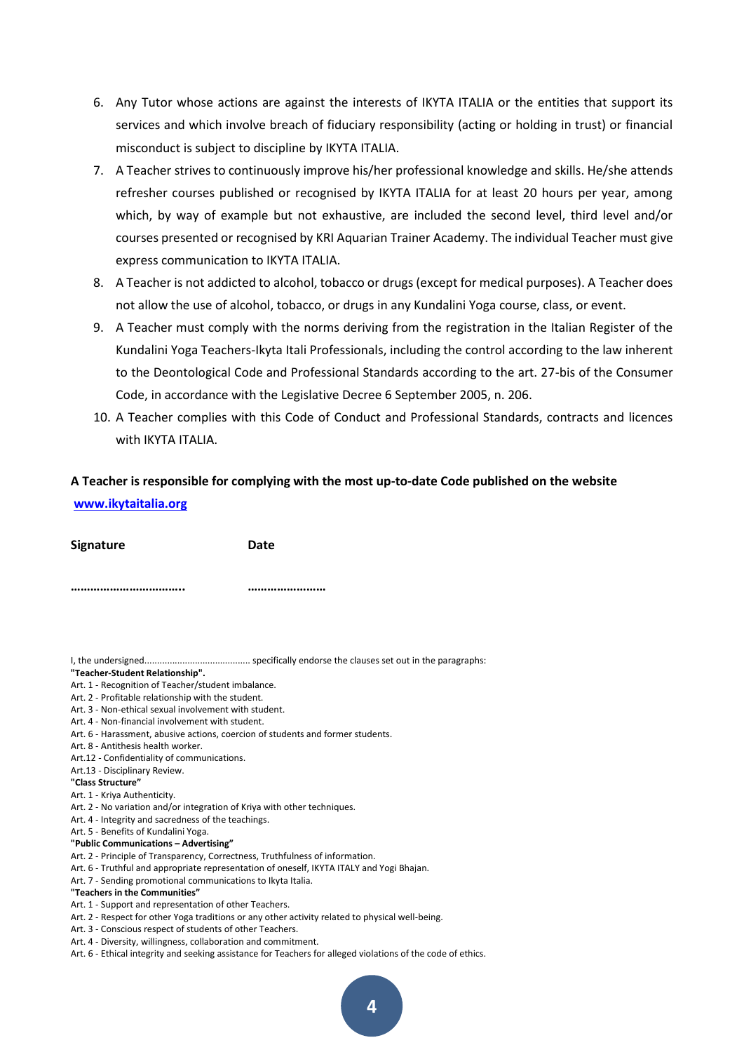6. Any Tutor whose actions are against the interests of IKYTA ITALIA or the entities that support its services and which involve breach of fiduciary responsibility (acting or holding in trust) or financial misconduct is subject to discipline by IKYTA ITALIA.
7. A Teacher strives to continuously improve his/her professional knowledge and skills. He/she attends refresher courses published or recognised by IKYTA ITALIA for at least 20 hours per year, among which, by way of example but not exhaustive, are included the second level, third level and/or courses presented or recognised by KRI Aquarian Trainer Academy. The individual Teacher must give express communication to IKYTA ITALIA.
8. A Teacher is not addicted to alcohol, tobacco or drugs (except for medical purposes). A Teacher does not allow the use of alcohol, tobacco, or drugs in any Kundalini Yoga course, class, or event.
9. A Teacher must comply with the norms deriving from the registration in the Italian Register of the Kundalini Yoga Teachers-Ikyta Itali Professionals, including the control according to the law inherent to the Deontological Code and Professional Standards according to the art. 27-bis of the Consumer Code, in accordance with the Legislative Decree 6 September 2005, n. 206.
10. A Teacher complies with this Code of Conduct and Professional Standards, contracts and licences with IKYTA ITALIA.

**A Teacher is responsible for complying with the most up-to-date Code published on the website [www.ikytaitalia.org](http://www.ikytaitalia.org)**

**Signature** **Date**

…………………………….. ……………………

I, the undersigned......................................... specifically endorse the clauses set out in the paragraphs:

**"Teacher-Student Relationship".**

Art. 1 - Recognition of Teacher/student imbalance.
Art. 2 - Profitable relationship with the student.
Art. 3 - Non-ethical sexual involvement with student.
Art. 4 - Non-financial involvement with student.
Art. 6 - Harassment, abusive actions, coercion of students and former students.
Art. 8 - Antithesis health worker.
Art.12 - Confidentiality of communications.
Art.13 - Disciplinary Review.

**"Class Structure"**

Art. 1 - Kriya Authenticity.
Art. 2 - No variation and/or integration of Kriya with other techniques.
Art. 4 - Integrity and sacredness of the teachings.
Art. 5 - Benefits of Kundalini Yoga.

**"Public Communications – Advertising"**

Art. 2 - Principle of Transparency, Correctness, Truthfulness of information.
Art. 6 - Truthful and appropriate representation of oneself, IKYTA ITALY and Yogi Bhajan.
Art. 7 - Sending promotional communications to Ikyta Italia.

**"Teachers in the Communities"**

Art. 1 - Support and representation of other Teachers.
Art. 2 - Respect for other Yoga traditions or any other activity related to physical well-being.
Art. 3 - Conscious respect of students of other Teachers.
Art. 4 - Diversity, willingness, collaboration and commitment.
Art. 6 - Ethical integrity and seeking assistance for Teachers for alleged violations of the code of ethics.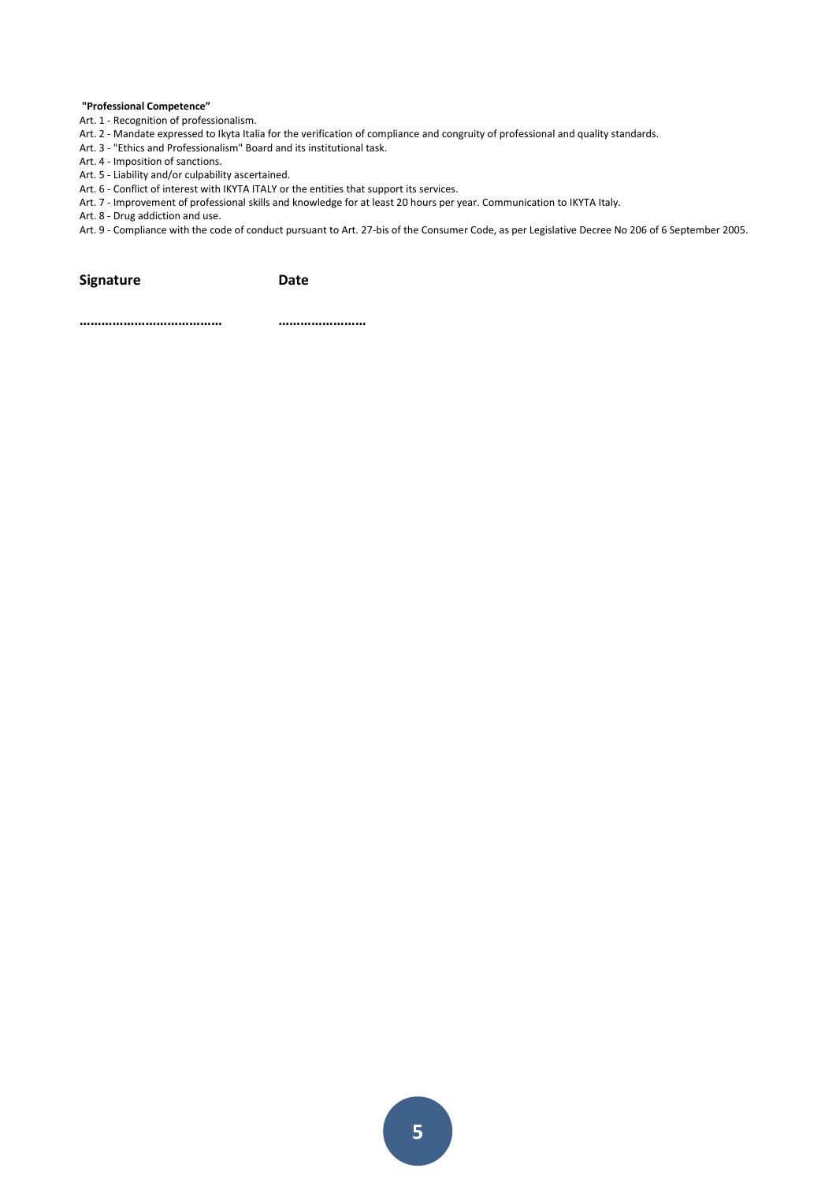**"Professional Competence"**

Art. 1 - Recognition of professionalism.

Art. 2 - Mandate expressed to Ikyta Italia for the verification of compliance and congruity of professional and quality standards.

Art. 3 - "Ethics and Professionalism" Board and its institutional task.

Art. 4 - Imposition of sanctions.

Art. 5 - Liability and/or culpability ascertained.

Art. 6 - Conflict of interest with IKYTA ITALY or the entities that support its services.

Art. 7 - Improvement of professional skills and knowledge for at least 20 hours per year. Communication to IKYTA Italy.

Art. 8 - Drug addiction and use.

Art. 9 - Compliance with the code of conduct pursuant to Art. 27-bis of the Consumer Code, as per Legislative Decree No 206 of 6 September 2005.

**Signature** **Date**

**......................................** **.......................**